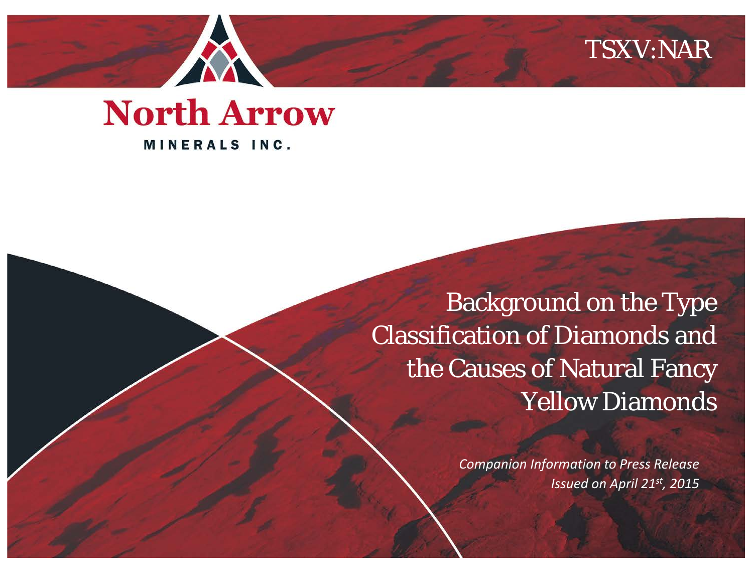TSXV:NAR

**North Arrow**

MINERALS INC.

# Background on the Type Classification of Diamonds and the Causes of Natural Fancy Yellow Diamonds

*Companion Information to Press Release Issued on April 21st, 2015*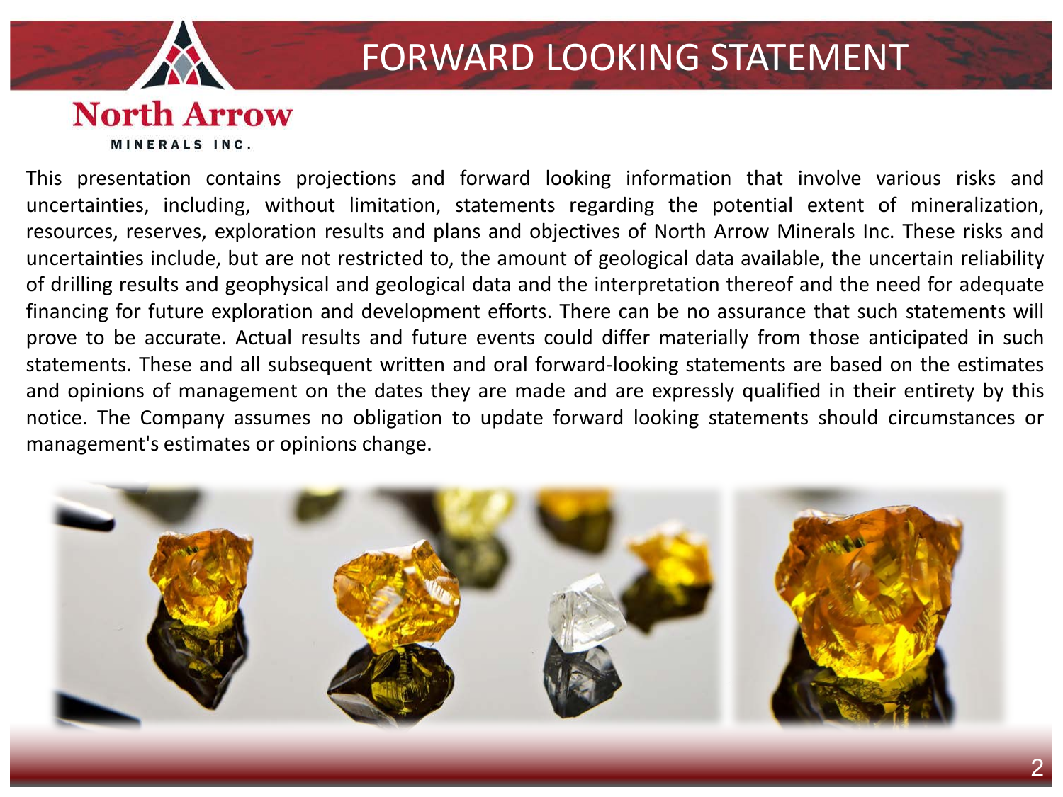# FORWARD LOOKING STATEMENT

This presentation contains projections and forward looking information that involve various risks and uncertainties, including, without limitation, statements regarding the potential extent of mineralization, resources, reserves, exploration results and plans and objectives of North Arrow Minerals Inc. These risks and uncertainties include, but are not restricted to, the amount of geological data available, the uncertain reliability of drilling results and geophysical and geological data and the interpretation thereof and the need for adequate financing for future exploration and development efforts. There can be no assurance that such statements will prove to be accurate. Actual results and future events could differ materially from those anticipated in such statements. These and all subsequent written and oral forward-looking statements are based on the estimates and opinions of management on the dates they are made and are expressly qualified in their entirety by this notice. The Company assumes no obligation to update forward looking statements should circumstances or management's estimates or opinions change.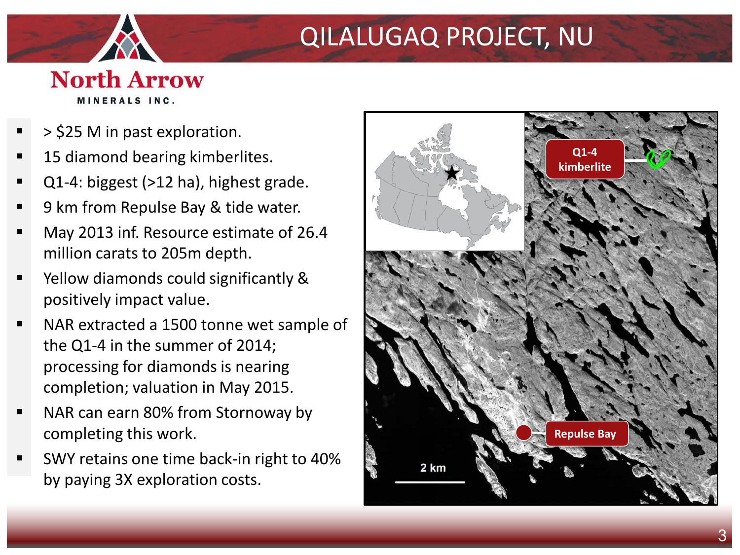# QILALUGAQ PROJECT, NU

North Arrow MINERALS INC.

- > $25 M in past exploration.
- 15 diamond bearing kimberlites.
- Q1-4: biggest (>12 ha), highest grade.
- 9 km from Repulse Bay & tide water.
- May 2013 inf. Resource estimate of 26.4 million carats to 205m depth.
- Yellow diamonds could significantly & positively impact value.
- NAR extracted a 1500 tonne wet sample of the Q1-4 in the summer of 2014; processing for diamonds is nearing completion; valuation in May 2015.
- NAR can earn 80% from Stornoway by completing this work.
- SWY retains one time back-in right to 40% by paying 3X exploration costs.

Q1-4 kimberlite

Repulse Bay

2 km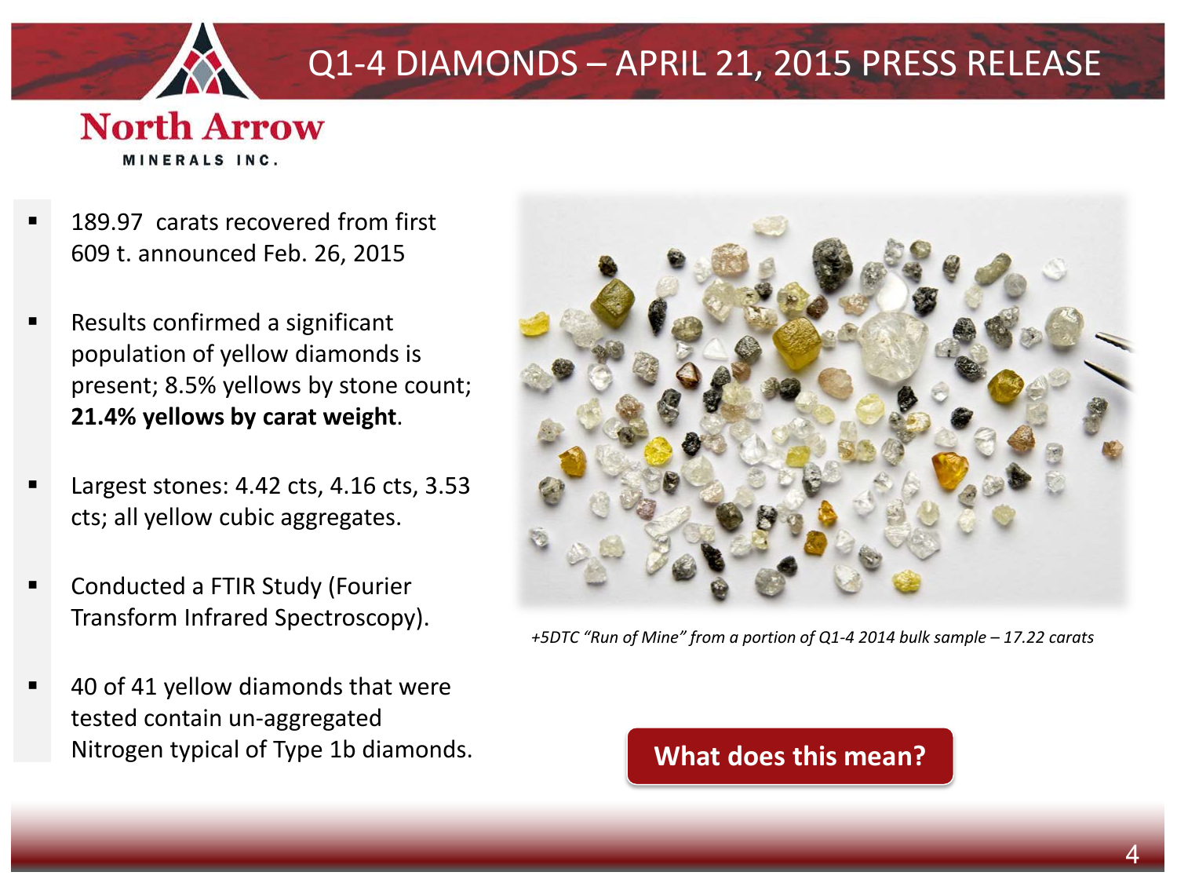# Q1-4 DIAMONDS – APRIL 21, 2015 PRESS RELEASE

- 189.97 carats recovered from first 609 t. announced Feb. 26, 2015
- Results confirmed a significant population of yellow diamonds is present; 8.5% yellows by stone count; **21.4% yellows by carat weight**.
- Largest stones: 4.42 cts, 4.16 cts, 3.53 cts; all yellow cubic aggregates.
- Conducted a FTIR Study (Fourier Transform Infrared Spectroscopy).
- 40 of 41 yellow diamonds that were tested contain un-aggregated Nitrogen typical of Type 1b diamonds.

*+5DTC "Run of Mine" from a portion of Q1-4 2014 bulk sample – 17.22 carats*

**What does this mean?**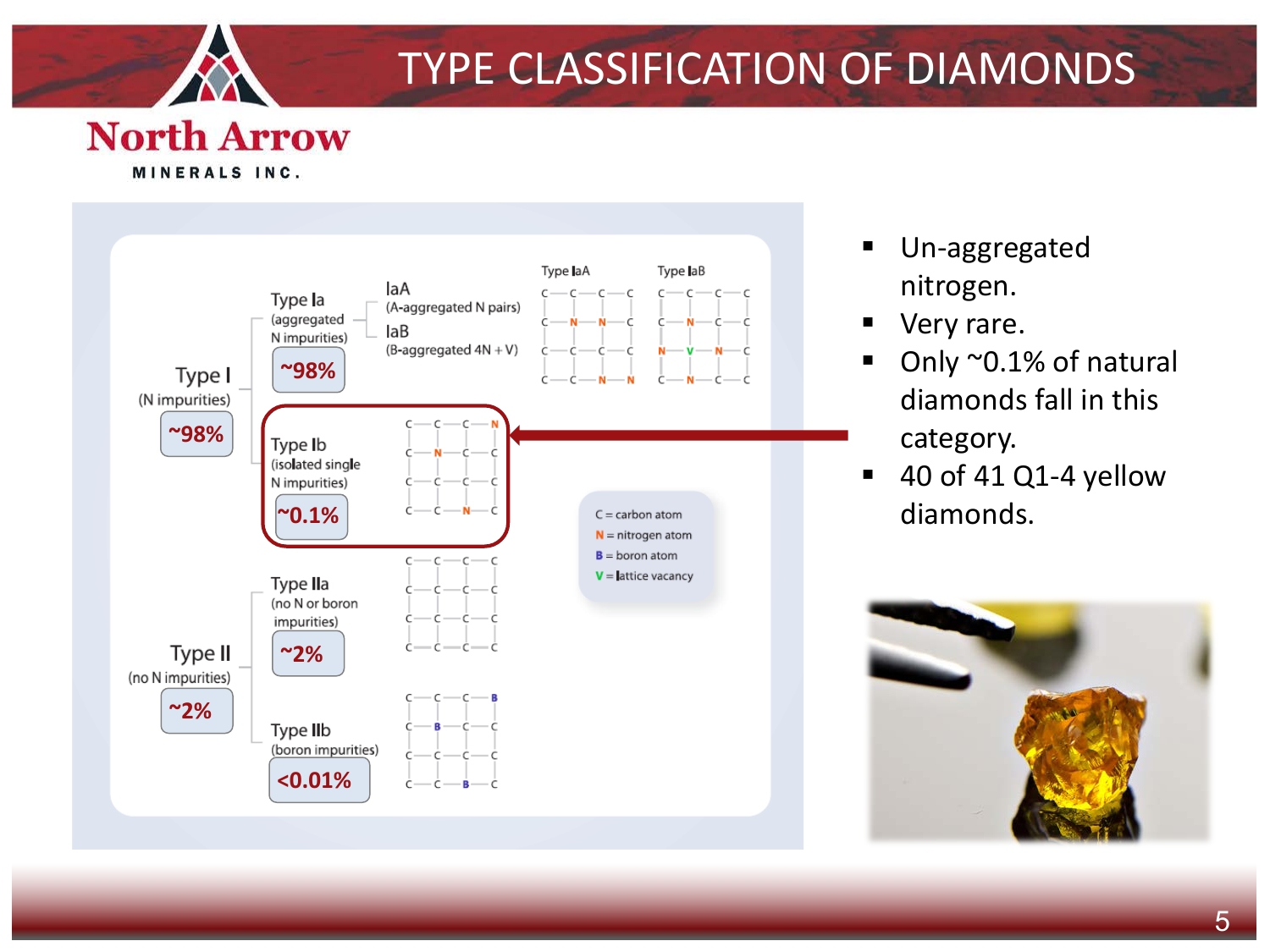# TYPE CLASSIFICATION OF DIAMONDS

North Arrow MINERALS INC.

- Type I (N impurities) ~98%
  - Type Ia (aggregated N impurities) ~98%
    - IaA (A-aggregated N pairs)
    - IaB (B-aggregated 4N + V)
  - Type Ib (isolated single N impurities) ~0.1%
- Type II (no N impurities) ~2%
  - Type IIa (no N or boron impurities) ~2%
  - Type IIb (boron impurities) <0.01%

C = carbon atom
N = nitrogen atom
B = boron atom
V = lattice vacancy

- Un-aggregated nitrogen.
- Very rare.
- Only ~0.1% of natural diamonds fall in this category.
- 40 of 41 Q1-4 yellow diamonds.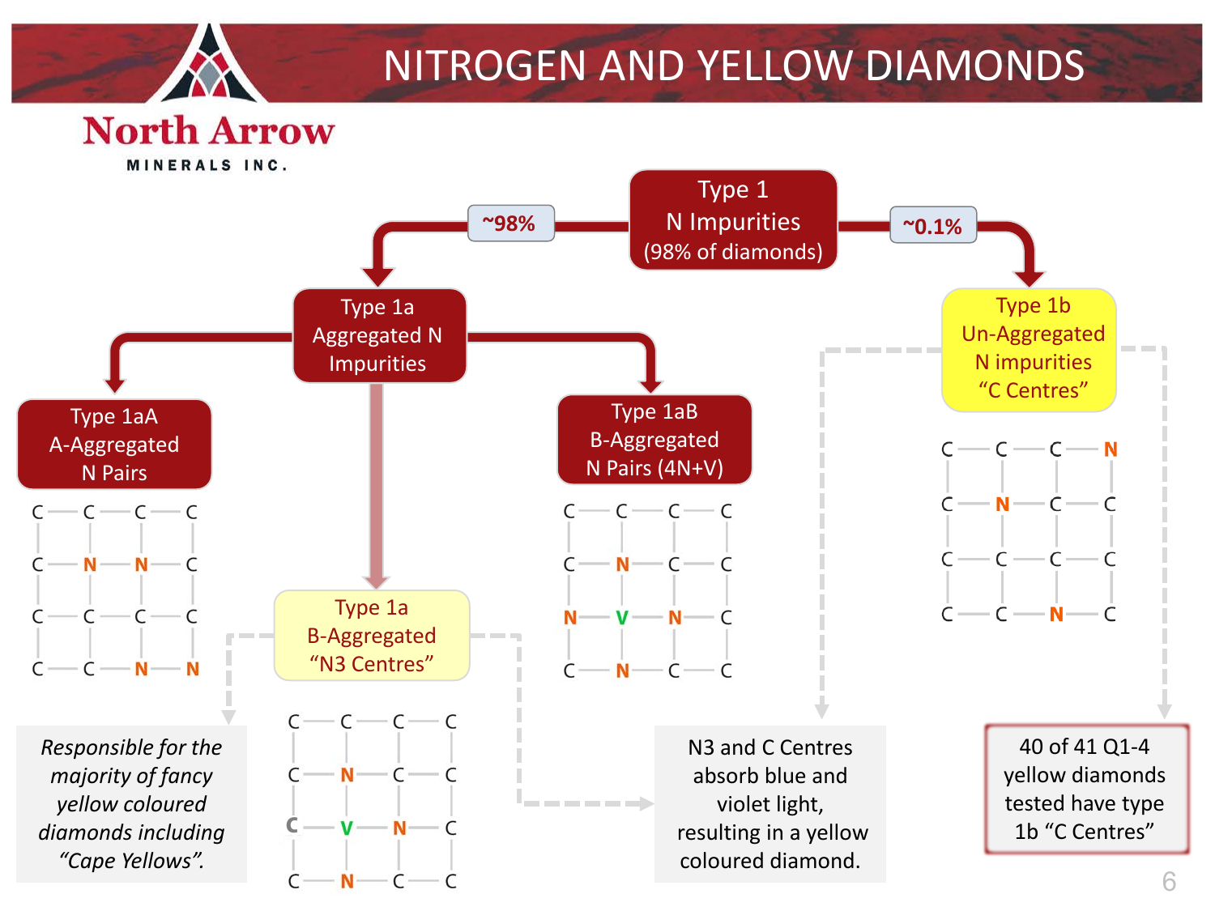# NITROGEN AND YELLOW DIAMONDS

North Arrow MINERALS INC.

**Type 1**
N Impurities
(98% of diamonds)

~98% → **Type 1a**
Aggregated N Impurities

- **Type 1aA**
  A-Aggregated
  N Pairs

- **Type 1aB**
  B-Aggregated
  N Pairs (4N+V)

- **Type 1a**
  B-Aggregated
  "N3 Centres"

~0.1% → **Type 1b**
Un-Aggregated
N impurities
"C Centres"

*Responsible for the majority of fancy yellow coloured diamonds including "Cape Yellows".*

N3 and C Centres absorb blue and violet light, resulting in a yellow coloured diamond.

40 of 41 Q1-4 yellow diamonds tested have type 1b "C Centres"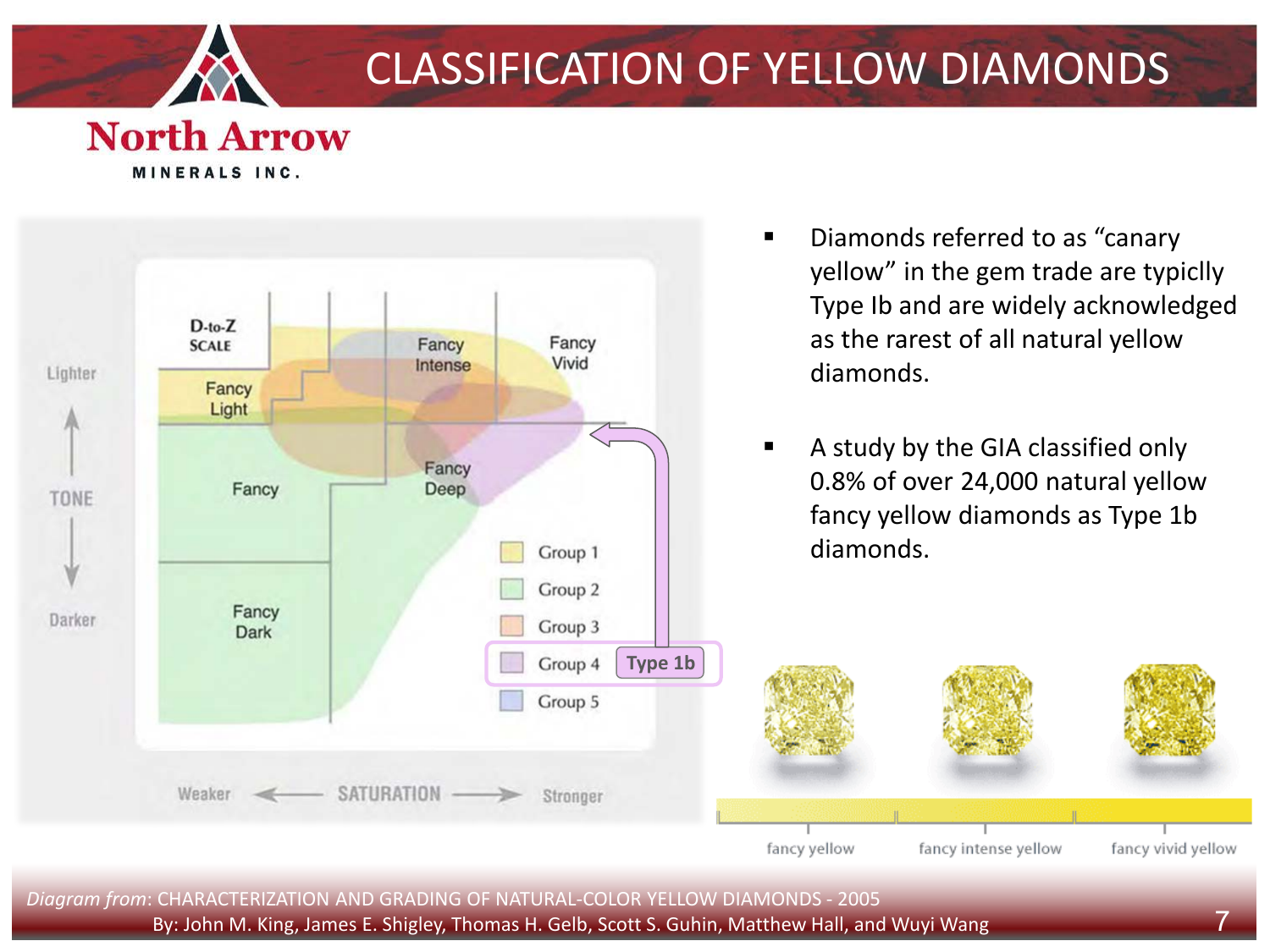# CLASSIFICATION OF YELLOW DIAMONDS

North Arrow MINERALS INC.

D-to-Z SCALE

Fancy Light

Fancy Intense

Fancy Vivid

Fancy

Fancy Deep

Fancy Dark

Lighter

TONE

Darker

Weaker ← SATURATION → Stronger

- Group 1
- Group 2
- Group 3
- Group 4 — Type 1b
- Group 5

- Diamonds referred to as "canary yellow" in the gem trade are typiclly Type Ib and are widely acknowledged as the rarest of all natural yellow diamonds.
- A study by the GIA classified only 0.8% of over 24,000 natural yellow fancy yellow diamonds as Type 1b diamonds.

fancy yellow | fancy intense yellow | fancy vivid yellow

*Diagram from*: CHARACTERIZATION AND GRADING OF NATURAL-COLOR YELLOW DIAMONDS - 2005
By: John M. King, James E. Shigley, Thomas H. Gelb, Scott S. Guhin, Matthew Hall, and Wuyi Wang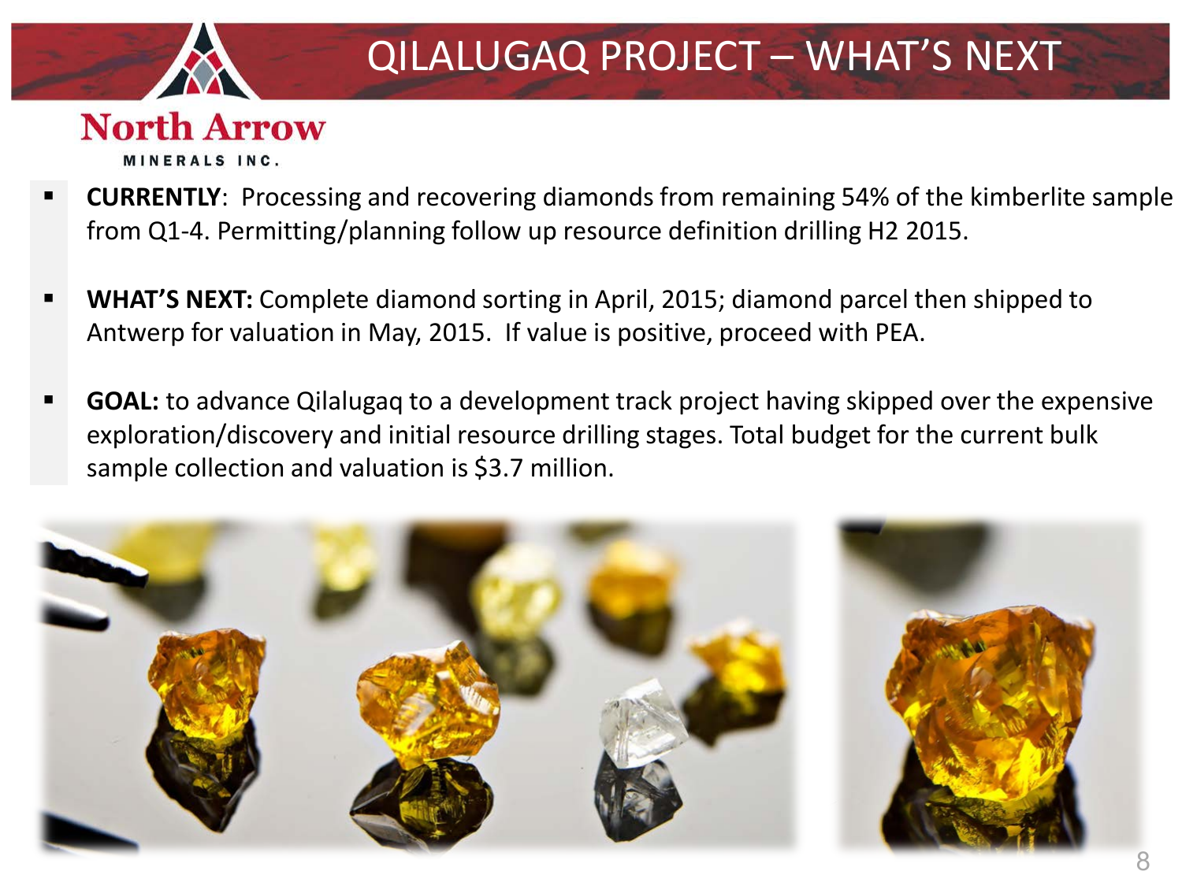# QILALUGAQ PROJECT – WHAT'S NEXT

North Arrow

MINERALS INC.

- **CURRENTLY**: Processing and recovering diamonds from remaining 54% of the kimberlite sample from Q1-4. Permitting/planning follow up resource definition drilling H2 2015.
- **WHAT'S NEXT:** Complete diamond sorting in April, 2015; diamond parcel then shipped to Antwerp for valuation in May, 2015. If value is positive, proceed with PEA.
- **GOAL:** to advance Qilalugaq to a development track project having skipped over the expensive exploration/discovery and initial resource drilling stages. Total budget for the current bulk sample collection and valuation is $3.7 million.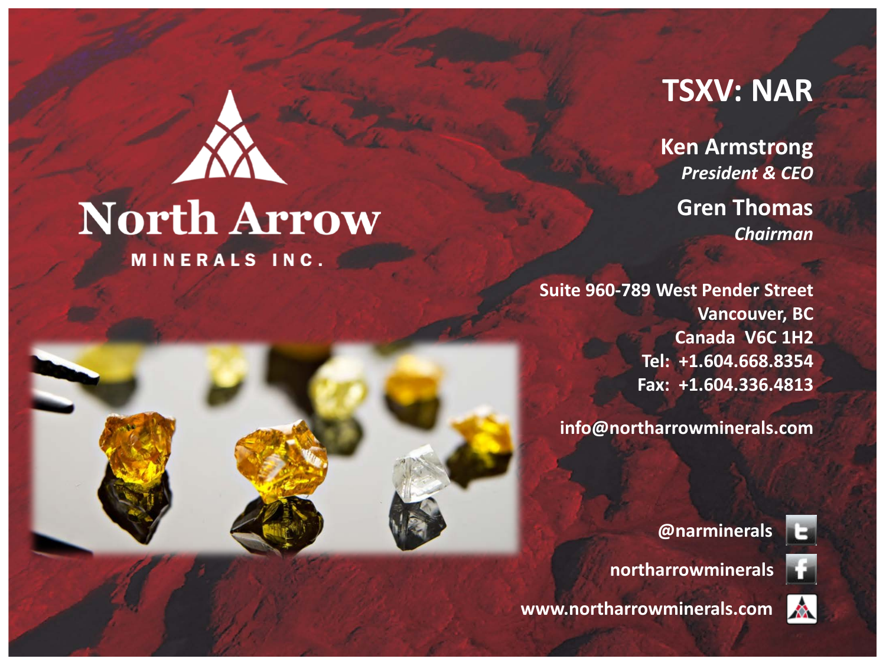# North Arrow

MINERALS INC.

## TSXV: NAR

**Ken Armstrong**
*President & CEO*

**Gren Thomas**
*Chairman*

Suite 960-789 West Pender Street
Vancouver, BC
Canada V6C 1H2
Tel: +1.604.668.8354
Fax: +1.604.336.4813

info@northarrowminerals.com

@narminerals

northarrowminerals

www.northarrowminerals.com